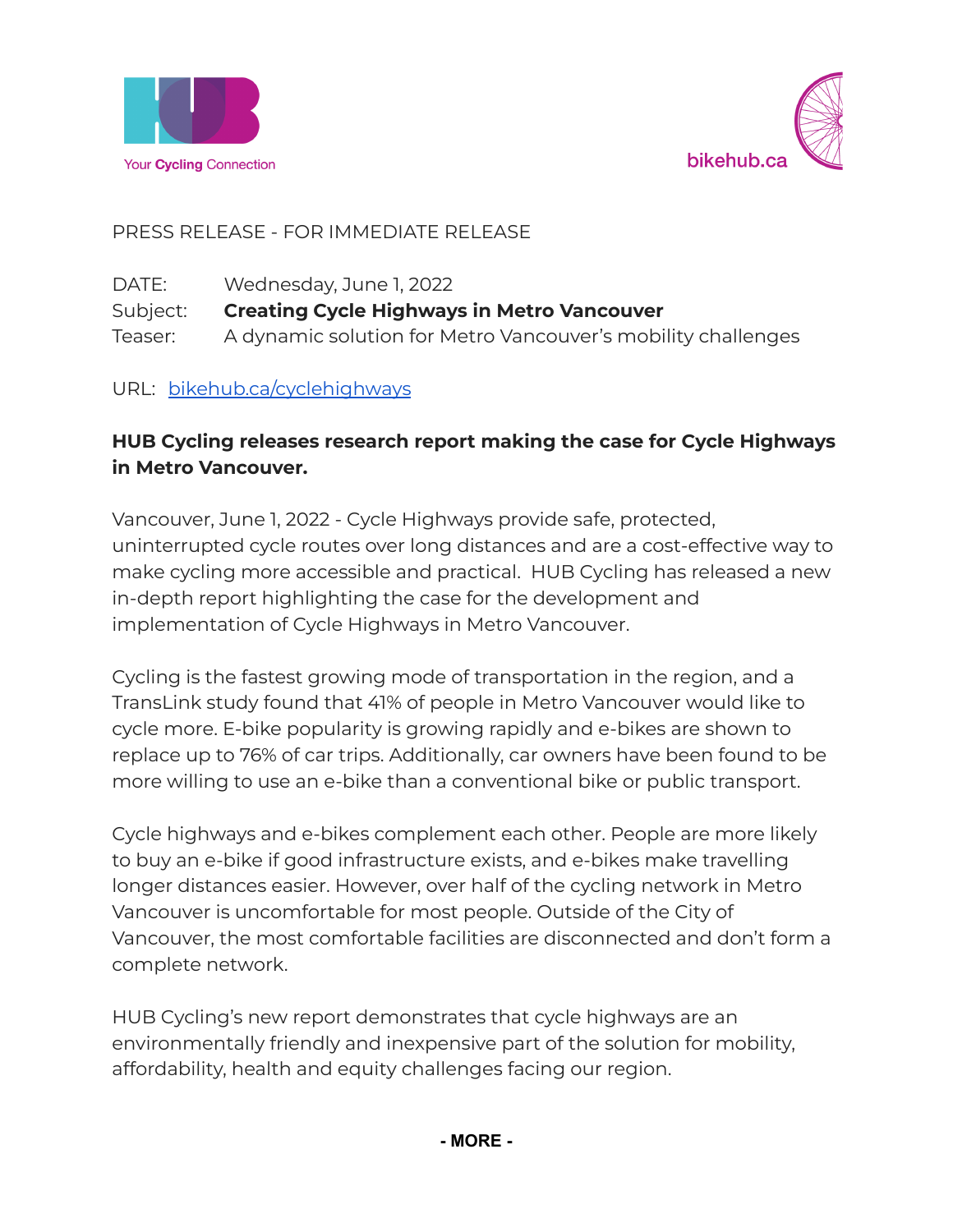Your Cycling Connection

bikehub.ca

PRESS RELEASE - FOR IMMEDIATE RELEASE

DATE: Wednesday, June 1, 2022
Subject: **Creating Cycle Highways in Metro Vancouver**
Teaser: A dynamic solution for Metro Vancouver's mobility challenges

URL: [bikehub.ca/cyclehighways](bikehub.ca/cyclehighways)

**HUB Cycling releases research report making the case for Cycle Highways in Metro Vancouver.**

Vancouver, June 1, 2022 - Cycle Highways provide safe, protected, uninterrupted cycle routes over long distances and are a cost-effective way to make cycling more accessible and practical. HUB Cycling has released a new in-depth report highlighting the case for the development and implementation of Cycle Highways in Metro Vancouver.

Cycling is the fastest growing mode of transportation in the region, and a TransLink study found that 41% of people in Metro Vancouver would like to cycle more. E-bike popularity is growing rapidly and e-bikes are shown to replace up to 76% of car trips. Additionally, car owners have been found to be more willing to use an e-bike than a conventional bike or public transport.

Cycle highways and e-bikes complement each other. People are more likely to buy an e-bike if good infrastructure exists, and e-bikes make travelling longer distances easier. However, over half of the cycling network in Metro Vancouver is uncomfortable for most people. Outside of the City of Vancouver, the most comfortable facilities are disconnected and don't form a complete network.

HUB Cycling's new report demonstrates that cycle highways are an environmentally friendly and inexpensive part of the solution for mobility, affordability, health and equity challenges facing our region.

**- MORE -**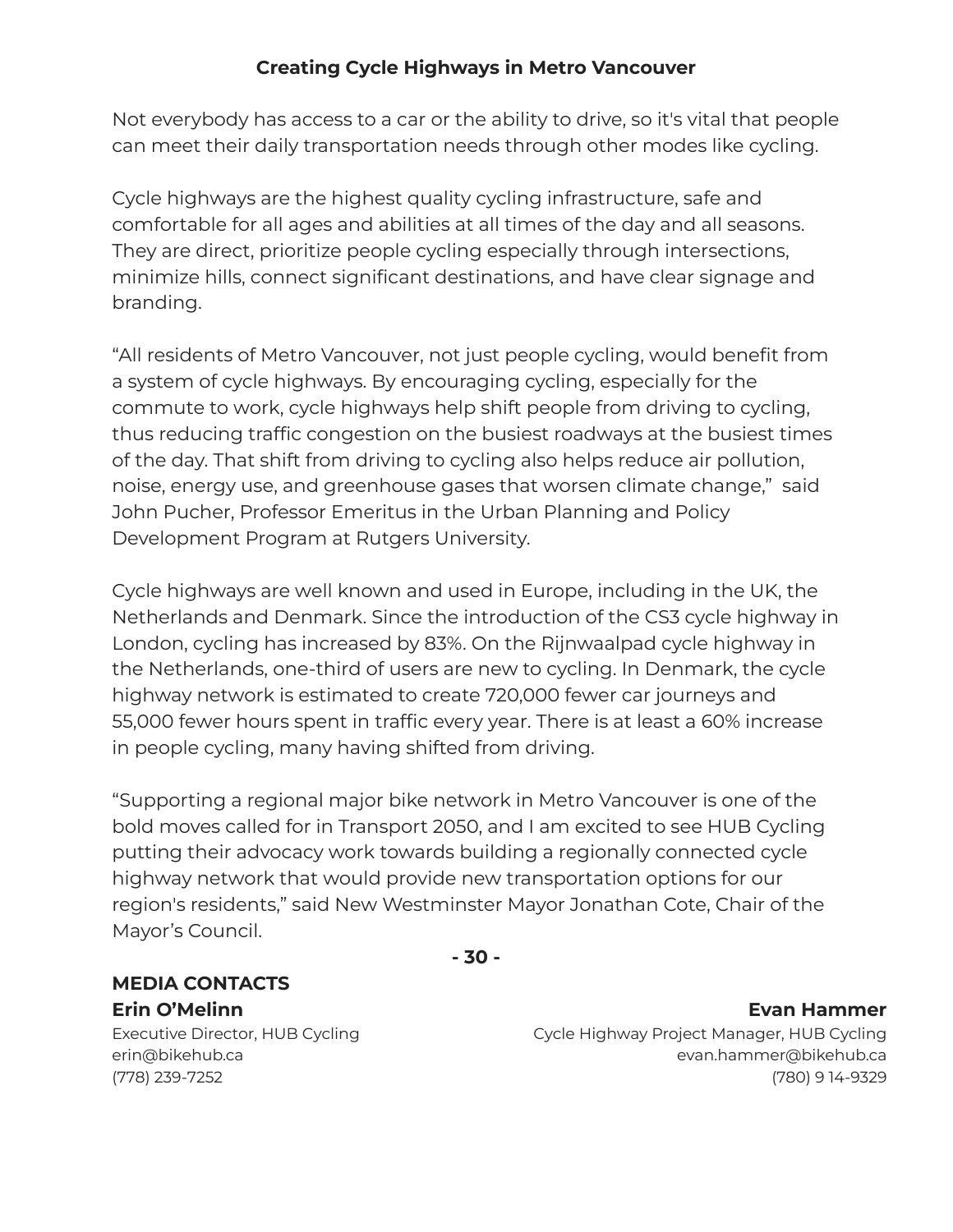## Creating Cycle Highways in Metro Vancouver

Not everybody has access to a car or the ability to drive, so it's vital that people can meet their daily transportation needs through other modes like cycling.

Cycle highways are the highest quality cycling infrastructure, safe and comfortable for all ages and abilities at all times of the day and all seasons. They are direct, prioritize people cycling especially through intersections, minimize hills, connect significant destinations, and have clear signage and branding.

"All residents of Metro Vancouver, not just people cycling, would benefit from a system of cycle highways. By encouraging cycling, especially for the commute to work, cycle highways help shift people from driving to cycling, thus reducing traffic congestion on the busiest roadways at the busiest times of the day. That shift from driving to cycling also helps reduce air pollution, noise, energy use, and greenhouse gases that worsen climate change," said John Pucher, Professor Emeritus in the Urban Planning and Policy Development Program at Rutgers University.

Cycle highways are well known and used in Europe, including in the UK, the Netherlands and Denmark. Since the introduction of the CS3 cycle highway in London, cycling has increased by 83%. On the Rijnwaalpad cycle highway in the Netherlands, one-third of users are new to cycling. In Denmark, the cycle highway network is estimated to create 720,000 fewer car journeys and 55,000 fewer hours spent in traffic every year. There is at least a 60% increase in people cycling, many having shifted from driving.

"Supporting a regional major bike network in Metro Vancouver is one of the bold moves called for in Transport 2050, and I am excited to see HUB Cycling putting their advocacy work towards building a regionally connected cycle highway network that would provide new transportation options for our region's residents," said New Westminster Mayor Jonathan Cote, Chair of the Mayor's Council.

**- 30 -**

**MEDIA CONTACTS**

**Erin O'Melinn**
Executive Director, HUB Cycling
erin@bikehub.ca
(778) 239-7252

**Evan Hammer**
Cycle Highway Project Manager, HUB Cycling
evan.hammer@bikehub.ca
(780) 9 14-9329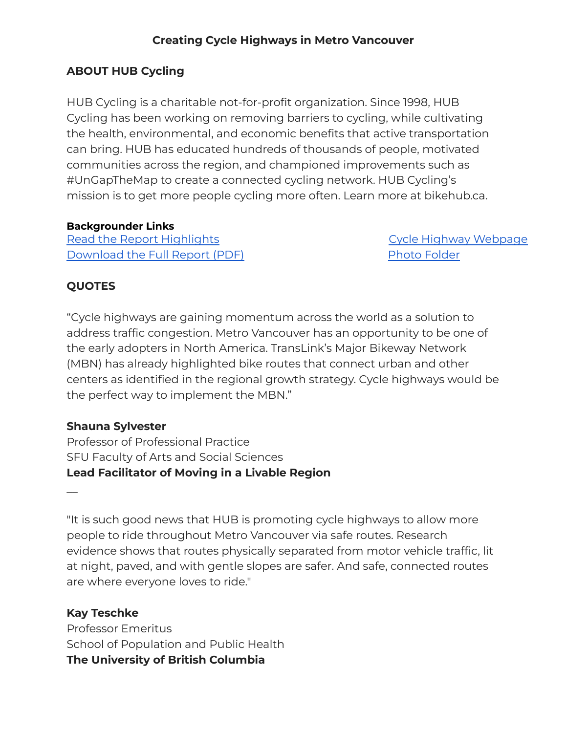**Creating Cycle Highways in Metro Vancouver**

## ABOUT HUB Cycling

HUB Cycling is a charitable not-for-profit organization. Since 1998, HUB Cycling has been working on removing barriers to cycling, while cultivating the health, environmental, and economic benefits that active transportation can bring. HUB has educated hundreds of thousands of people, motivated communities across the region, and championed improvements such as #UnGapTheMap to create a connected cycling network. HUB Cycling's mission is to get more people cycling more often. Learn more at bikehub.ca.

**Backgrounder Links**

Read the Report Highlights
Download the Full Report (PDF)
Cycle Highway Webpage
Photo Folder

## QUOTES

"Cycle highways are gaining momentum across the world as a solution to address traffic congestion. Metro Vancouver has an opportunity to be one of the early adopters in North America. TransLink's Major Bikeway Network (MBN) has already highlighted bike routes that connect urban and other centers as identified in the regional growth strategy. Cycle highways would be the perfect way to implement the MBN."

**Shauna Sylvester**
Professor of Professional Practice
SFU Faculty of Arts and Social Sciences
**Lead Facilitator of Moving in a Livable Region**

—

"It is such good news that HUB is promoting cycle highways to allow more people to ride throughout Metro Vancouver via safe routes. Research evidence shows that routes physically separated from motor vehicle traffic, lit at night, paved, and with gentle slopes are safer. And safe, connected routes are where everyone loves to ride."

**Kay Teschke**
Professor Emeritus
School of Population and Public Health
**The University of British Columbia**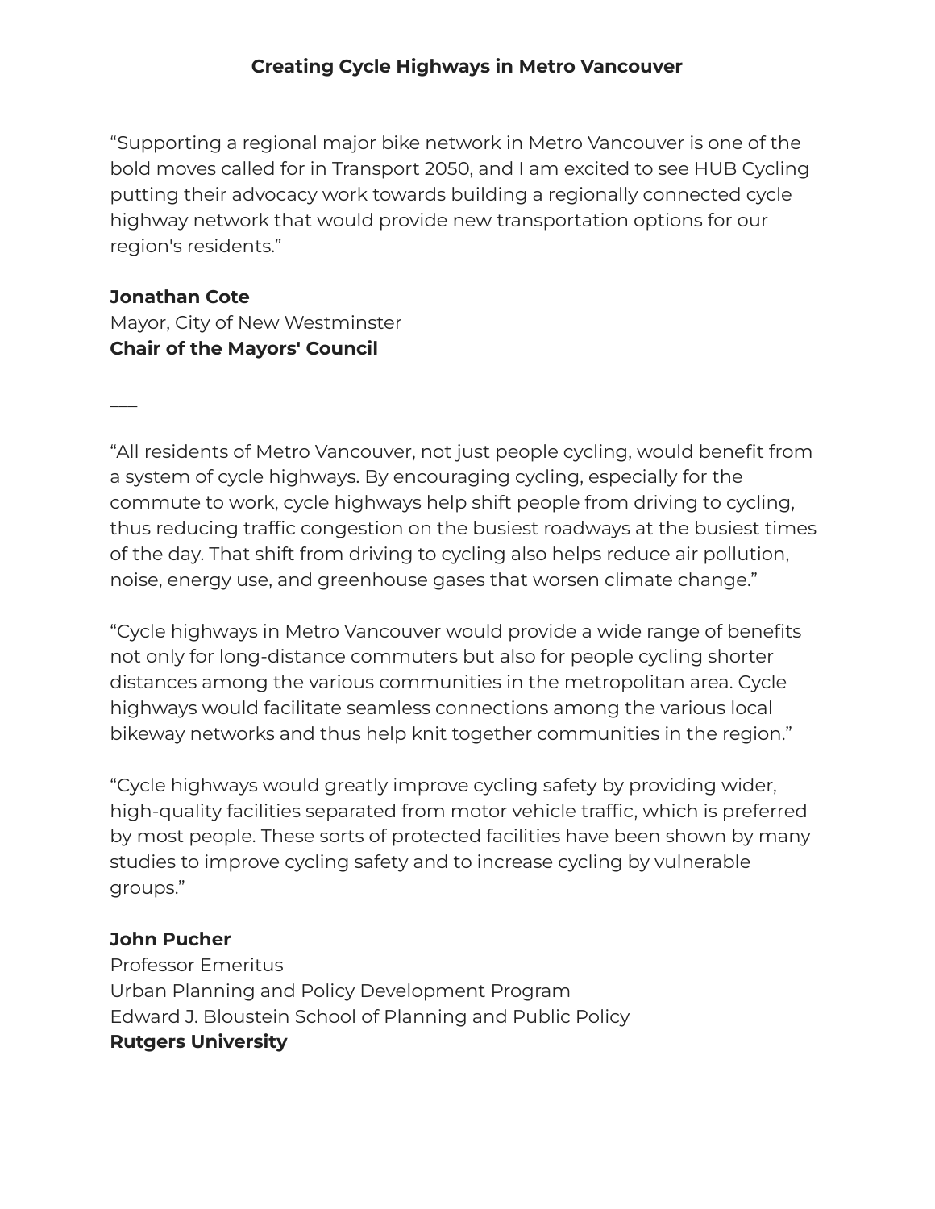**Creating Cycle Highways in Metro Vancouver**

"Supporting a regional major bike network in Metro Vancouver is one of the bold moves called for in Transport 2050, and I am excited to see HUB Cycling putting their advocacy work towards building a regionally connected cycle highway network that would provide new transportation options for our region's residents."

**Jonathan Cote**
Mayor, City of New Westminster
**Chair of the Mayors' Council**

---

"All residents of Metro Vancouver, not just people cycling, would benefit from a system of cycle highways. By encouraging cycling, especially for the commute to work, cycle highways help shift people from driving to cycling, thus reducing traffic congestion on the busiest roadways at the busiest times of the day. That shift from driving to cycling also helps reduce air pollution, noise, energy use, and greenhouse gases that worsen climate change."

"Cycle highways in Metro Vancouver would provide a wide range of benefits not only for long-distance commuters but also for people cycling shorter distances among the various communities in the metropolitan area. Cycle highways would facilitate seamless connections among the various local bikeway networks and thus help knit together communities in the region."

"Cycle highways would greatly improve cycling safety by providing wider, high-quality facilities separated from motor vehicle traffic, which is preferred by most people. These sorts of protected facilities have been shown by many studies to improve cycling safety and to increase cycling by vulnerable groups."

**John Pucher**
Professor Emeritus
Urban Planning and Policy Development Program
Edward J. Bloustein School of Planning and Public Policy
**Rutgers University**